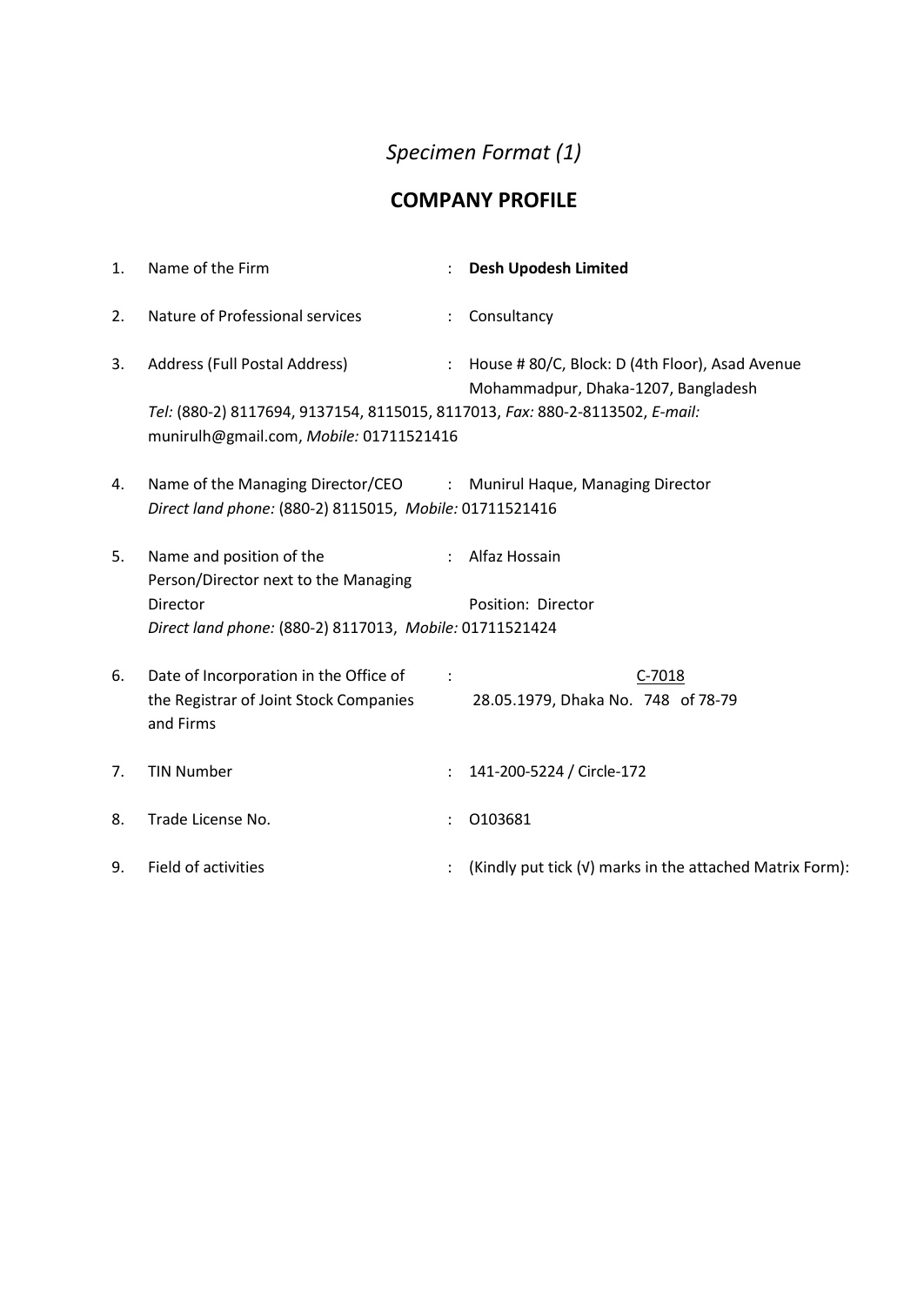*Specimen Format (1)*

## COMPANY PROFILE

1. Name of the Firm : **Desh Upodesh Limited**

2. Nature of Professional services : Consultancy

3. Address (Full Postal Address) : House # 80/C, Block: D (4th Floor), Asad Avenue Mohammadpur, Dhaka-1207, Bangladesh
   *Tel:* (880-2) 8117694, 9137154, 8115015, 8117013, *Fax:* 880-2-8113502, *E-mail:* munirulh@gmail.com, *Mobile:* 01711521416

4. Name of the Managing Director/CEO : Munirul Haque, Managing Director
   *Direct land phone:* (880-2) 8115015, *Mobile:* 01711521416

5. Name and position of the Person/Director next to the Managing Director : Alfaz Hossain
   Position: Director
   *Direct land phone:* (880-2) 8117013, *Mobile:* 01711521424

6. Date of Incorporation in the Office of the Registrar of Joint Stock Companies and Firms : C-7018
   28.05.1979, Dhaka No. 748 of 78-79

7. TIN Number : 141-200-5224 / Circle-172

8. Trade License No. : O103681

9. Field of activities : (Kindly put tick (√) marks in the attached Matrix Form):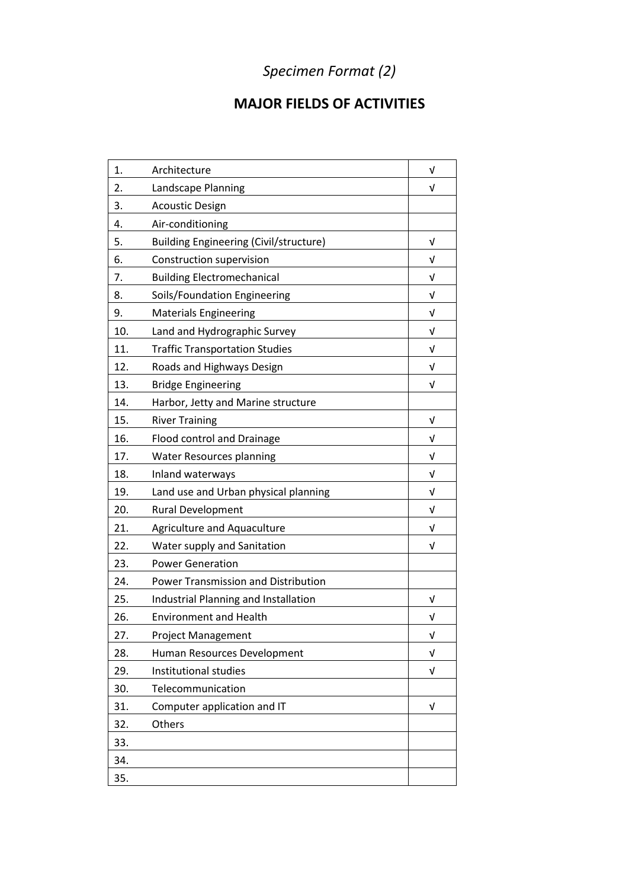*Specimen Format (2)*

## MAJOR FIELDS OF ACTIVITIES

| | | |
|---|---|---|
| 1. | Architecture | √ |
| 2. | Landscape Planning | √ |
| 3. | Acoustic Design | |
| 4. | Air-conditioning | |
| 5. | Building Engineering (Civil/structure) | √ |
| 6. | Construction supervision | √ |
| 7. | Building Electromechanical | √ |
| 8. | Soils/Foundation Engineering | √ |
| 9. | Materials Engineering | √ |
| 10. | Land and Hydrographic Survey | √ |
| 11. | Traffic Transportation Studies | √ |
| 12. | Roads and Highways Design | √ |
| 13. | Bridge Engineering | √ |
| 14. | Harbor, Jetty and Marine structure | |
| 15. | River Training | √ |
| 16. | Flood control and Drainage | √ |
| 17. | Water Resources planning | √ |
| 18. | Inland waterways | √ |
| 19. | Land use and Urban physical planning | √ |
| 20. | Rural Development | √ |
| 21. | Agriculture and Aquaculture | √ |
| 22. | Water supply and Sanitation | √ |
| 23. | Power Generation | |
| 24. | Power Transmission and Distribution | |
| 25. | Industrial Planning and Installation | √ |
| 26. | Environment and Health | √ |
| 27. | Project Management | √ |
| 28. | Human Resources Development | √ |
| 29. | Institutional studies | √ |
| 30. | Telecommunication | |
| 31. | Computer application and IT | √ |
| 32. | Others | |
| 33. | | |
| 34. | | |
| 35. | | |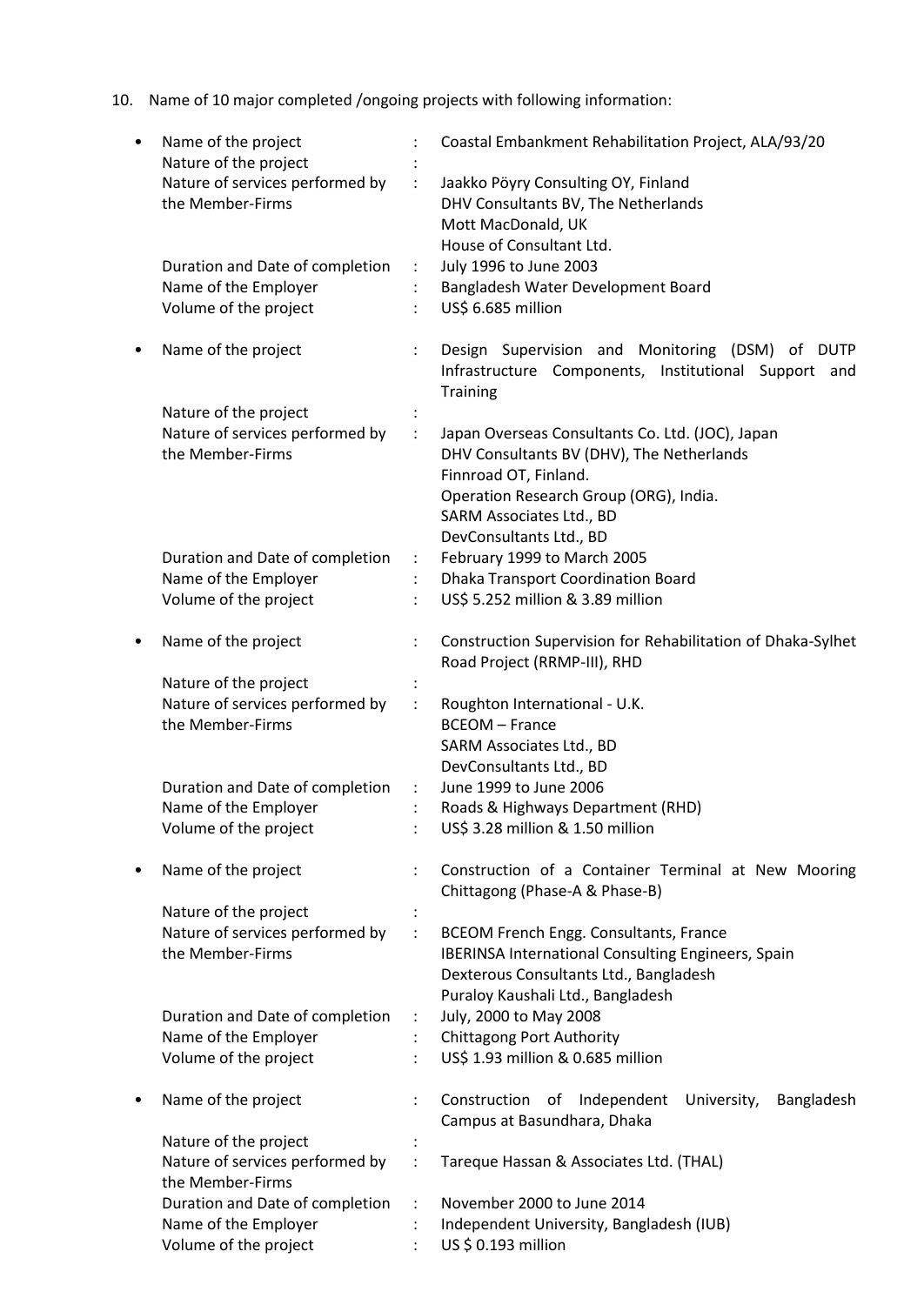10. Name of 10 major completed /ongoing projects with following information:

- Name of the project : Coastal Embankment Rehabilitation Project, ALA/93/20
  Nature of the project :
  Nature of services performed by the Member-Firms : Jaakko Pöyry Consulting OY, Finland
  DHV Consultants BV, The Netherlands
  Mott MacDonald, UK
  House of Consultant Ltd.
  Duration and Date of completion : July 1996 to June 2003
  Name of the Employer : Bangladesh Water Development Board
  Volume of the project : US$ 6.685 million

- Name of the project : Design Supervision and Monitoring (DSM) of DUTP Infrastructure Components, Institutional Support and Training
  Nature of the project :
  Nature of services performed by the Member-Firms : Japan Overseas Consultants Co. Ltd. (JOC), Japan
  DHV Consultants BV (DHV), The Netherlands
  Finnroad OT, Finland.
  Operation Research Group (ORG), India.
  SARM Associates Ltd., BD
  DevConsultants Ltd., BD
  Duration and Date of completion : February 1999 to March 2005
  Name of the Employer : Dhaka Transport Coordination Board
  Volume of the project : US$ 5.252 million & 3.89 million

- Name of the project : Construction Supervision for Rehabilitation of Dhaka-Sylhet Road Project (RRMP-III), RHD
  Nature of the project :
  Nature of services performed by the Member-Firms : Roughton International - U.K.
  BCEOM – France
  SARM Associates Ltd., BD
  DevConsultants Ltd., BD
  Duration and Date of completion : June 1999 to June 2006
  Name of the Employer : Roads & Highways Department (RHD)
  Volume of the project : US$ 3.28 million & 1.50 million

- Name of the project : Construction of a Container Terminal at New Mooring Chittagong (Phase-A & Phase-B)
  Nature of the project :
  Nature of services performed by the Member-Firms : BCEOM French Engg. Consultants, France
  IBERINSA International Consulting Engineers, Spain
  Dexterous Consultants Ltd., Bangladesh
  Puraloy Kaushali Ltd., Bangladesh
  Duration and Date of completion : July, 2000 to May 2008
  Name of the Employer : Chittagong Port Authority
  Volume of the project : US$ 1.93 million & 0.685 million

- Name of the project : Construction of Independent University, Bangladesh Campus at Basundhara, Dhaka
  Nature of the project :
  Nature of services performed by the Member-Firms : Tareque Hassan & Associates Ltd. (THAL)
  Duration and Date of completion : November 2000 to June 2014
  Name of the Employer : Independent University, Bangladesh (IUB)
  Volume of the project : US $ 0.193 million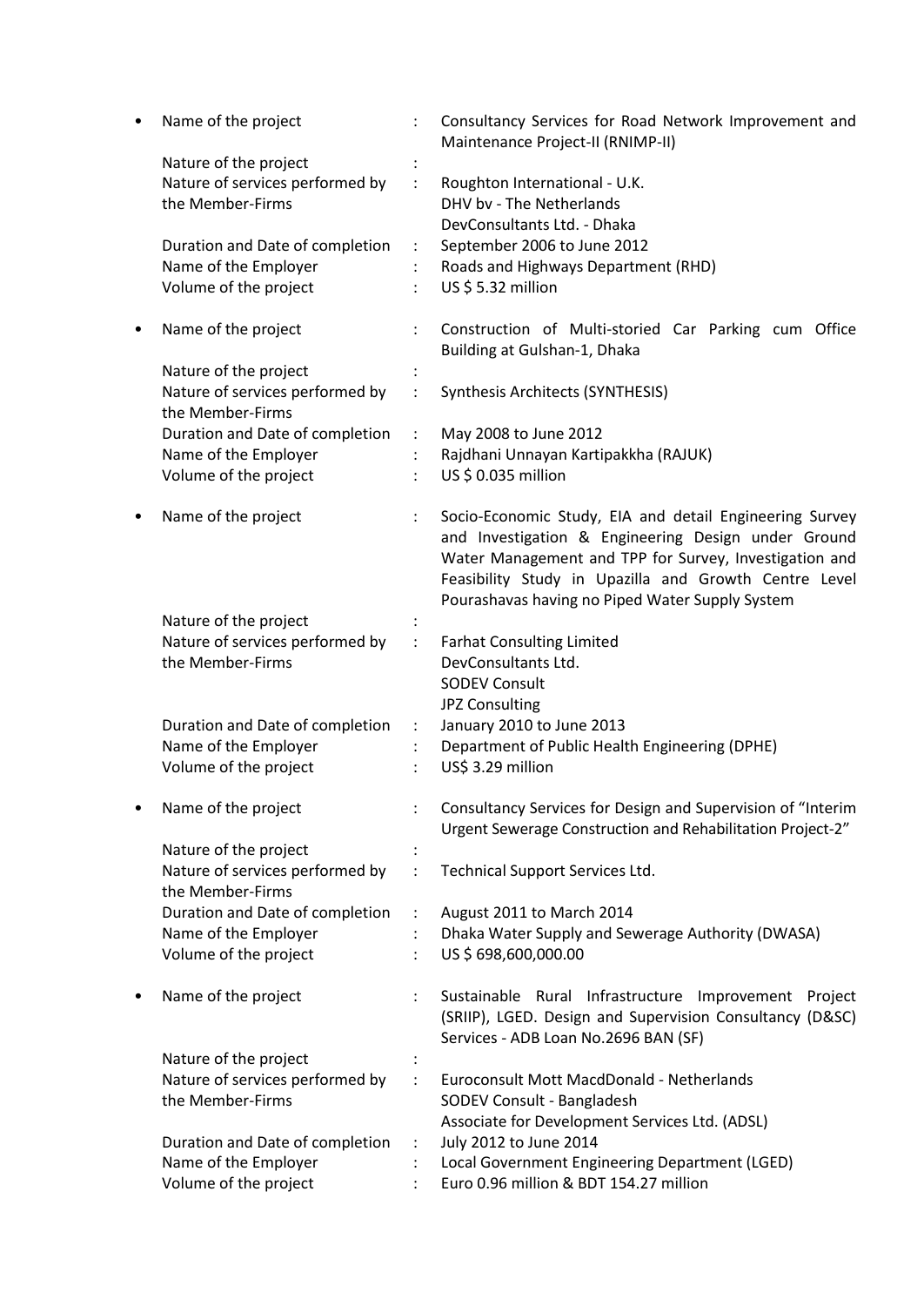- Name of the project : Consultancy Services for Road Network Improvement and Maintenance Project-II (RNIMP-II)
  Nature of the project :
  Nature of services performed by the Member-Firms : Roughton International - U.K.
  DHV bv - The Netherlands
  DevConsultants Ltd. - Dhaka
  Duration and Date of completion : September 2006 to June 2012
  Name of the Employer : Roads and Highways Department (RHD)
  Volume of the project : US $ 5.32 million

- Name of the project : Construction of Multi-storied Car Parking cum Office Building at Gulshan-1, Dhaka
  Nature of the project :
  Nature of services performed by the Member-Firms : Synthesis Architects (SYNTHESIS)
  Duration and Date of completion : May 2008 to June 2012
  Name of the Employer : Rajdhani Unnayan Kartipakkha (RAJUK)
  Volume of the project : US $ 0.035 million

- Name of the project : Socio-Economic Study, EIA and detail Engineering Survey and Investigation & Engineering Design under Ground Water Management and TPP for Survey, Investigation and Feasibility Study in Upazilla and Growth Centre Level Pourashavas having no Piped Water Supply System
  Nature of the project :
  Nature of services performed by the Member-Firms : Farhat Consulting Limited
  DevConsultants Ltd.
  SODEV Consult
  JPZ Consulting
  Duration and Date of completion : January 2010 to June 2013
  Name of the Employer : Department of Public Health Engineering (DPHE)
  Volume of the project : US$ 3.29 million

- Name of the project : Consultancy Services for Design and Supervision of "Interim Urgent Sewerage Construction and Rehabilitation Project-2"
  Nature of the project :
  Nature of services performed by the Member-Firms : Technical Support Services Ltd.
  Duration and Date of completion : August 2011 to March 2014
  Name of the Employer : Dhaka Water Supply and Sewerage Authority (DWASA)
  Volume of the project : US $ 698,600,000.00

- Name of the project : Sustainable Rural Infrastructure Improvement Project (SRIIP), LGED. Design and Supervision Consultancy (D&SC) Services - ADB Loan No.2696 BAN (SF)
  Nature of the project :
  Nature of services performed by the Member-Firms : Euroconsult Mott MacdDonald - Netherlands
  SODEV Consult - Bangladesh
  Associate for Development Services Ltd. (ADSL)
  Duration and Date of completion : July 2012 to June 2014
  Name of the Employer : Local Government Engineering Department (LGED)
  Volume of the project : Euro 0.96 million & BDT 154.27 million